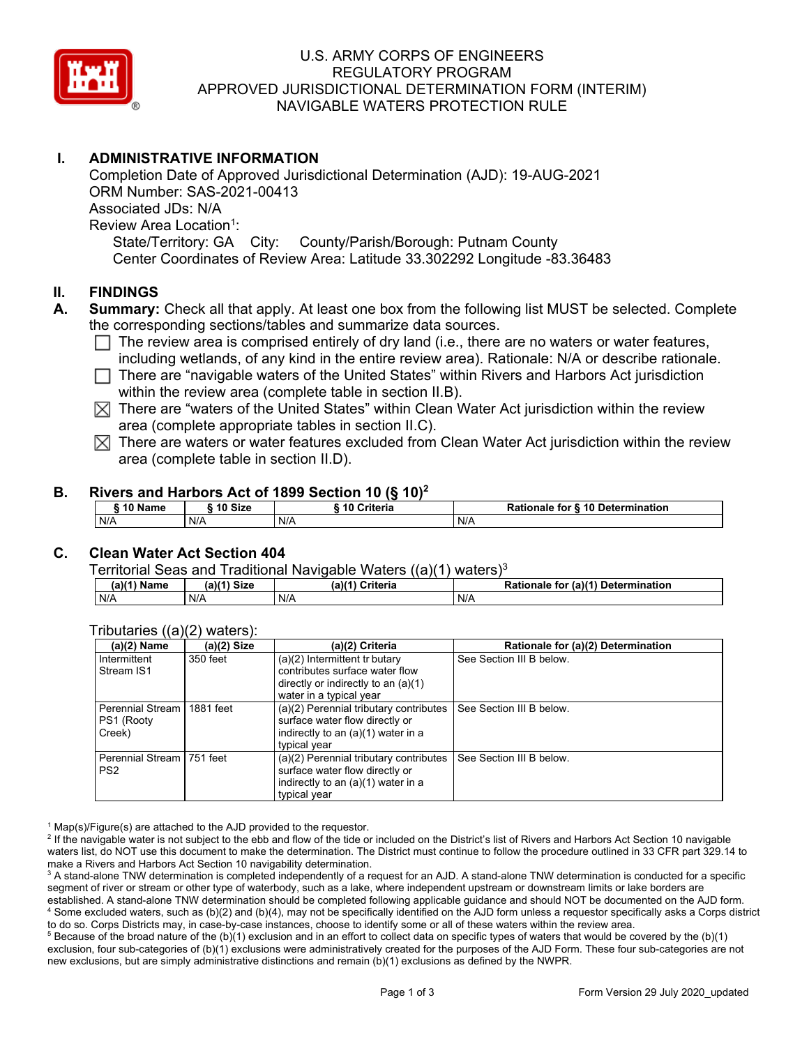# U.S. ARMY CORPS OF ENGINEERS
# REGULATORY PROGRAM
# APPROVED JURISDICTIONAL DETERMINATION FORM (INTERIM)
# NAVIGABLE WATERS PROTECTION RULE

## I. ADMINISTRATIVE INFORMATION

Completion Date of Approved Jurisdictional Determination (AJD): 19-AUG-2021
ORM Number: SAS-2021-00413
Associated JDs: N/A
Review Area Location[1]:
State/Territory: GA City: County/Parish/Borough: Putnam County
Center Coordinates of Review Area: Latitude 33.302292 Longitude -83.36483

## II. FINDINGS

**A. Summary:** Check all that apply. At least one box from the following list MUST be selected. Complete the corresponding sections/tables and summarize data sources.

- ☐ The review area is comprised entirely of dry land (i.e., there are no waters or water features, including wetlands, of any kind in the entire review area). Rationale: N/A or describe rationale.
- ☐ There are "navigable waters of the United States" within Rivers and Harbors Act jurisdiction within the review area (complete table in section II.B).
- ☒ There are "waters of the United States" within Clean Water Act jurisdiction within the review area (complete appropriate tables in section II.C).
- ☒ There are waters or water features excluded from Clean Water Act jurisdiction within the review area (complete table in section II.D).

**B. Rivers and Harbors Act of 1899 Section 10 (§ 10)[2]**

| § 10 Name | § 10 Size | § 10 Criteria | Rationale for § 10 Determination |
|---|---|---|---|
| N/A | N/A | N/A | N/A |

**C. Clean Water Act Section 404**

Territorial Seas and Traditional Navigable Waters ((a)(1) waters)[3]

| (a)(1) Name | (a)(1) Size | (a)(1) Criteria | Rationale for (a)(1) Determination |
|---|---|---|---|
| N/A | N/A | N/A | N/A |

Tributaries ((a)(2) waters):

| (a)(2) Name | (a)(2) Size | (a)(2) Criteria | Rationale for (a)(2) Determination |
|---|---|---|---|
| Intermittent Stream IS1 | 350 feet | (a)(2) Intermittent tr butary contributes surface water flow directly or indirectly to an (a)(1) water in a typical year | See Section III B below. |
| Perennial Stream PS1 (Rooty Creek) | 1881 feet | (a)(2) Perennial tributary contributes surface water flow directly or indirectly to an (a)(1) water in a typical year | See Section III B below. |
| Perennial Stream PS2 | 751 feet | (a)(2) Perennial tributary contributes surface water flow directly or indirectly to an (a)(1) water in a typical year | See Section III B below. |

[1] Map(s)/Figure(s) are attached to the AJD provided to the requestor.
[2] If the navigable water is not subject to the ebb and flow of the tide or included on the District's list of Rivers and Harbors Act Section 10 navigable waters list, do NOT use this document to make the determination. The District must continue to follow the procedure outlined in 33 CFR part 329.14 to make a Rivers and Harbors Act Section 10 navigability determination.
[3] A stand-alone TNW determination is completed independently of a request for an AJD. A stand-alone TNW determination is conducted for a specific segment of river or stream or other type of waterbody, such as a lake, where independent upstream or downstream limits or lake borders are established. A stand-alone TNW determination should be completed following applicable guidance and should NOT be documented on the AJD form.
[4] Some excluded waters, such as (b)(2) and (b)(4), may not be specifically identified on the AJD form unless a requestor specifically asks a Corps district to do so. Corps Districts may, in case-by-case instances, choose to identify some or all of these waters within the review area.
[5] Because of the broad nature of the (b)(1) exclusion and in an effort to collect data on specific types of waters that would be covered by the (b)(1) exclusion, four sub-categories of (b)(1) exclusions were administratively created for the purposes of the AJD Form. These four sub-categories are not new exclusions, but are simply administrative distinctions and remain (b)(1) exclusions as defined by the NWPR.

Form Version 29 July 2020_updated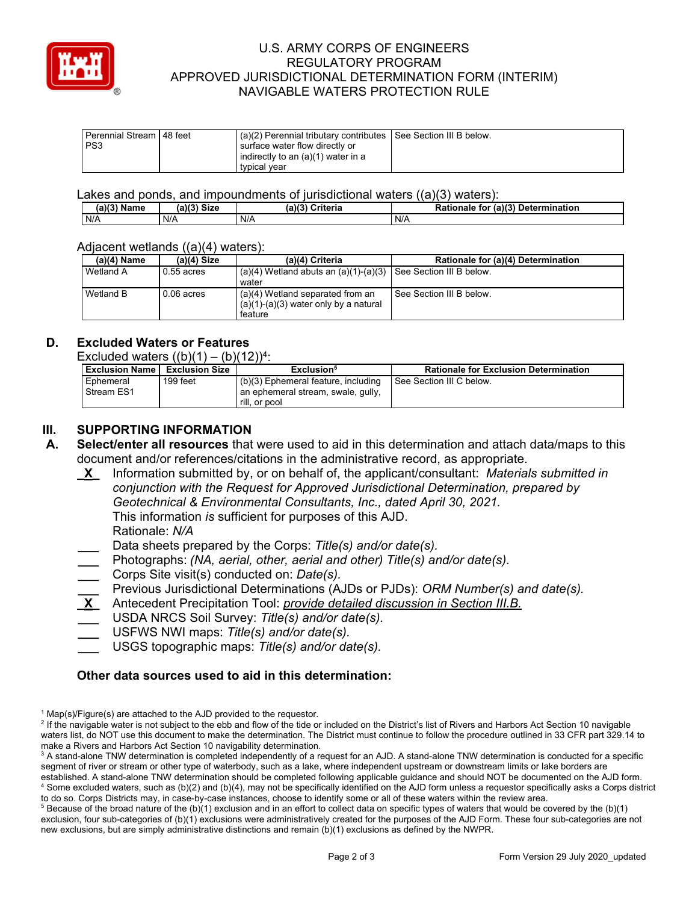| Perennial Stream PS3 | 48 feet | (a)(2) Perennial tributary contributes surface water flow directly or indirectly to an (a)(1) water in a typical year | See Section III B below. |
|---|---|---|---|

Lakes and ponds, and impoundments of jurisdictional waters ((a)(3) waters):

| (a)(3) Name | (a)(3) Size | (a)(3) Criteria | Rationale for (a)(3) Determination |
|---|---|---|---|
| N/A | N/A | N/A | N/A |

Adjacent wetlands ((a)(4) waters):

| (a)(4) Name | (a)(4) Size | (a)(4) Criteria | Rationale for (a)(4) Determination |
|---|---|---|---|
| Wetland A | 0.55 acres | (a)(4) Wetland abuts an (a)(1)-(a)(3) water | See Section III B below. |
| Wetland B | 0.06 acres | (a)(4) Wetland separated from an (a)(1)-(a)(3) water only by a natural feature | See Section III B below. |

## D. Excluded Waters or Features

Excluded waters ((b)(1) – (b)(12))[4]:

| Exclusion Name | Exclusion Size | Exclusion[5] | Rationale for Exclusion Determination |
|---|---|---|---|
| Ephemeral Stream ES1 | 199 feet | (b)(3) Ephemeral feature, including an ephemeral stream, swale, gully, rill, or pool | See Section III C below. |

## III. SUPPORTING INFORMATION

**A. Select/enter all resources** that were used to aid in this determination and attach data/maps to this document and/or references/citations in the administrative record, as appropriate.

- \_X\_ Information submitted by, or on behalf of, the applicant/consultant: *Materials submitted in conjunction with the Request for Approved Jurisdictional Determination, prepared by Geotechnical & Environmental Consultants, Inc., dated April 30, 2021.*
  This information *is* sufficient for purposes of this AJD.
  Rationale: *N/A*
- \_\_\_ Data sheets prepared by the Corps: *Title(s) and/or date(s).*
- \_\_\_ Photographs: *(NA, aerial, other, aerial and other) Title(s) and/or date(s).*
- \_\_\_ Corps Site visit(s) conducted on: *Date(s).*
- \_\_\_ Previous Jurisdictional Determinations (AJDs or PJDs): *ORM Number(s) and date(s).*
- \_X\_ Antecedent Precipitation Tool: *provide detailed discussion in Section III.B.*
- \_\_\_ USDA NRCS Soil Survey: *Title(s) and/or date(s).*
- \_\_\_ USFWS NWI maps: *Title(s) and/or date(s).*
- \_\_\_ USGS topographic maps: *Title(s) and/or date(s).*

**Other data sources used to aid in this determination:**

[1] Map(s)/Figure(s) are attached to the AJD provided to the requestor.
[2] If the navigable water is not subject to the ebb and flow of the tide or included on the District's list of Rivers and Harbors Act Section 10 navigable waters list, do NOT use this document to make the determination. The District must continue to follow the procedure outlined in 33 CFR part 329.14 to make a Rivers and Harbors Act Section 10 navigability determination.
[3] A stand-alone TNW determination is completed independently of a request for an AJD. A stand-alone TNW determination is conducted for a specific segment of river or stream or other type of waterbody, such as a lake, where independent upstream or downstream limits or lake borders are established. A stand-alone TNW determination should be completed following applicable guidance and should NOT be documented on the AJD form.
[4] Some excluded waters, such as (b)(2) and (b)(4), may not be specifically identified on the AJD form unless a requestor specifically asks a Corps district to do so. Corps Districts may, in case-by-case instances, choose to identify some or all of these waters within the review area.
[5] Because of the broad nature of the (b)(1) exclusion and in an effort to collect data on specific types of waters that would be covered by the (b)(1) exclusion, four sub-categories of (b)(1) exclusions were administratively created for the purposes of the AJD Form. These four sub-categories are not new exclusions, but are simply administrative distinctions and remain (b)(1) exclusions as defined by the NWPR.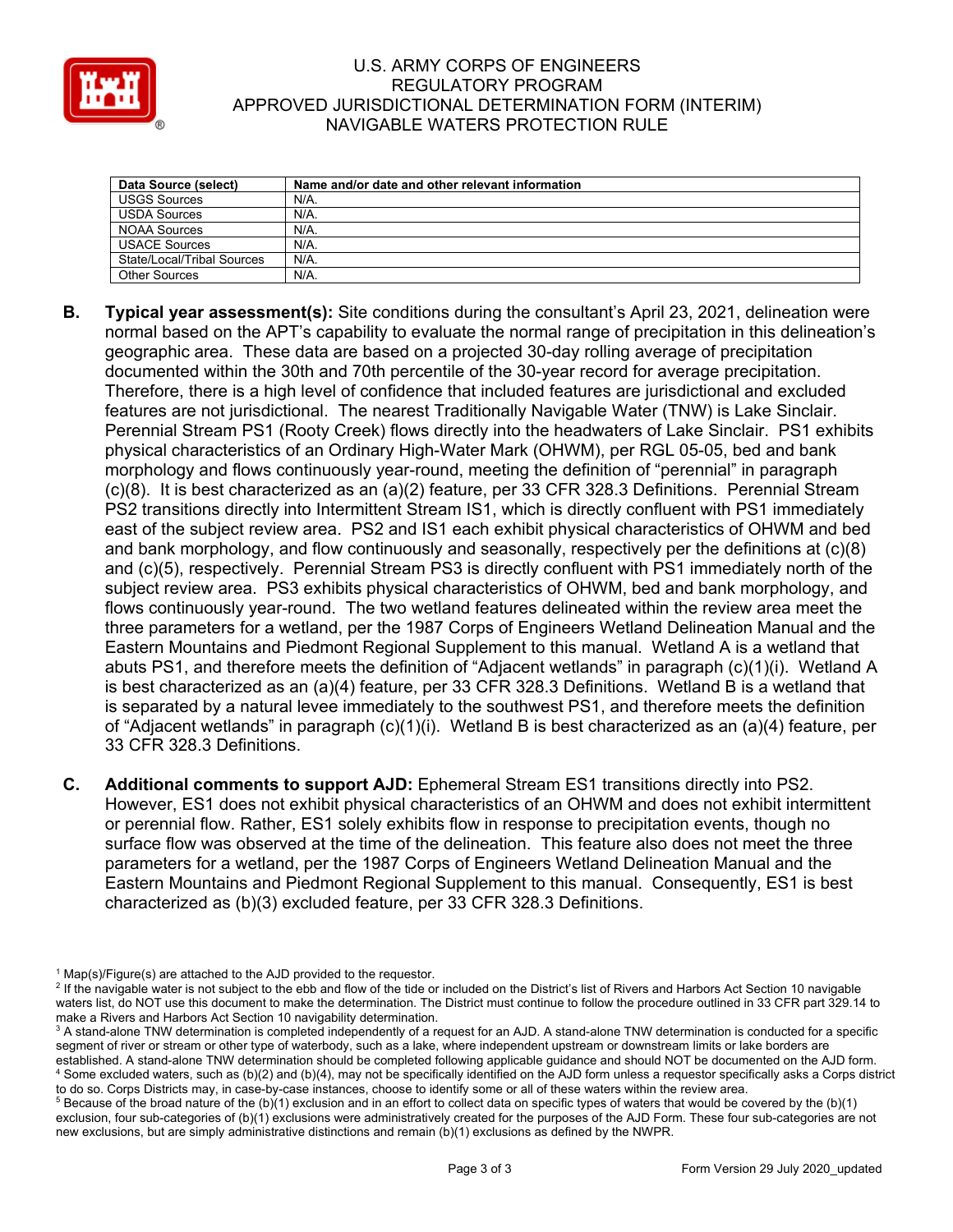| Data Source (select) | Name and/or date and other relevant information |
|---|---|
| USGS Sources | N/A. |
| USDA Sources | N/A. |
| NOAA Sources | N/A. |
| USACE Sources | N/A. |
| State/Local/Tribal Sources | N/A. |
| Other Sources | N/A. |

**B. Typical year assessment(s):** Site conditions during the consultant's April 23, 2021, delineation were normal based on the APT's capability to evaluate the normal range of precipitation in this delineation's geographic area. These data are based on a projected 30-day rolling average of precipitation documented within the 30th and 70th percentile of the 30-year record for average precipitation. Therefore, there is a high level of confidence that included features are jurisdictional and excluded features are not jurisdictional. The nearest Traditionally Navigable Water (TNW) is Lake Sinclair. Perennial Stream PS1 (Rooty Creek) flows directly into the headwaters of Lake Sinclair. PS1 exhibits physical characteristics of an Ordinary High-Water Mark (OHWM), per RGL 05-05, bed and bank morphology and flows continuously year-round, meeting the definition of "perennial" in paragraph (c)(8). It is best characterized as an (a)(2) feature, per 33 CFR 328.3 Definitions. Perennial Stream PS2 transitions directly into Intermittent Stream IS1, which is directly confluent with PS1 immediately east of the subject review area. PS2 and IS1 each exhibit physical characteristics of OHWM and bed and bank morphology, and flow continuously and seasonally, respectively per the definitions at (c)(8) and (c)(5), respectively. Perennial Stream PS3 is directly confluent with PS1 immediately north of the subject review area. PS3 exhibits physical characteristics of OHWM, bed and bank morphology, and flows continuously year-round. The two wetland features delineated within the review area meet the three parameters for a wetland, per the 1987 Corps of Engineers Wetland Delineation Manual and the Eastern Mountains and Piedmont Regional Supplement to this manual. Wetland A is a wetland that abuts PS1, and therefore meets the definition of "Adjacent wetlands" in paragraph (c)(1)(i). Wetland A is best characterized as an (a)(4) feature, per 33 CFR 328.3 Definitions. Wetland B is a wetland that is separated by a natural levee immediately to the southwest PS1, and therefore meets the definition of "Adjacent wetlands" in paragraph (c)(1)(i). Wetland B is best characterized as an (a)(4) feature, per 33 CFR 328.3 Definitions.

**C. Additional comments to support AJD:** Ephemeral Stream ES1 transitions directly into PS2. However, ES1 does not exhibit physical characteristics of an OHWM and does not exhibit intermittent or perennial flow. Rather, ES1 solely exhibits flow in response to precipitation events, though no surface flow was observed at the time of the delineation. This feature also does not meet the three parameters for a wetland, per the 1987 Corps of Engineers Wetland Delineation Manual and the Eastern Mountains and Piedmont Regional Supplement to this manual. Consequently, ES1 is best characterized as (b)(3) excluded feature, per 33 CFR 328.3 Definitions.

[1] Map(s)/Figure(s) are attached to the AJD provided to the requestor.

[2] If the navigable water is not subject to the ebb and flow of the tide or included on the District's list of Rivers and Harbors Act Section 10 navigable waters list, do NOT use this document to make the determination. The District must continue to follow the procedure outlined in 33 CFR part 329.14 to make a Rivers and Harbors Act Section 10 navigability determination.

[3] A stand-alone TNW determination is completed independently of a request for an AJD. A stand-alone TNW determination is conducted for a specific segment of river or stream or other type of waterbody, such as a lake, where independent upstream or downstream limits or lake borders are established. A stand-alone TNW determination should be completed following applicable guidance and should NOT be documented on the AJD form.

[4] Some excluded waters, such as (b)(2) and (b)(4), may not be specifically identified on the AJD form unless a requestor specifically asks a Corps district to do so. Corps Districts may, in case-by-case instances, choose to identify some or all of these waters within the review area.

[5] Because of the broad nature of the (b)(1) exclusion and in an effort to collect data on specific types of waters that would be covered by the (b)(1) exclusion, four sub-categories of (b)(1) exclusions were administratively created for the purposes of the AJD Form. These four sub-categories are not new exclusions, but are simply administrative distinctions and remain (b)(1) exclusions as defined by the NWPR.